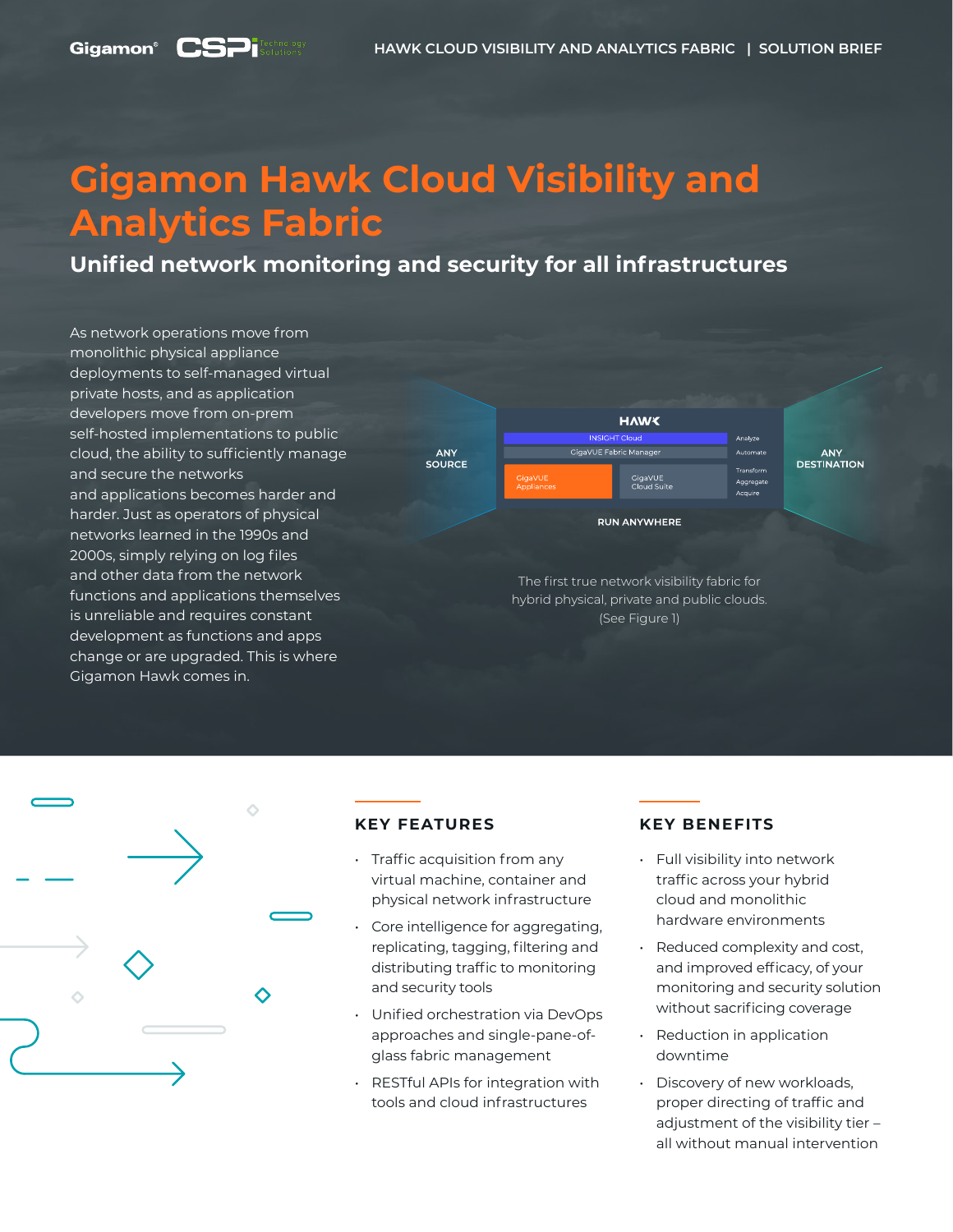# Gigamon Hawk Cloud Visibility and Analytics Fabric

## Unified network monitoring and security for all infrastructures

As network operations move from monolithic physical appliance deployments to self-managed virtual private hosts, and as application developers move from on-prem self-hosted implementations to public cloud, the ability to sufficiently manage and secure the networks and applications becomes harder and harder. Just as operators of physical networks learned in the 1990s and 2000s, simply relying on log files and other data from the network functions and applications themselves is unreliable and requires constant development as functions and apps change or are upgraded. This is where Gigamon Hawk comes in.

ANY SOURCE

HAWK

INSIGHT Cloud

GigaVUE Fabric Manager

GigaVUE Appliances

GigaVUE Cloud Suite

Analyze

Automate

Transform

Aggregate

Acquire

ANY DESTINATION

RUN ANYWHERE

The first true network visibility fabric for hybrid physical, private and public clouds. (See Figure 1)

### KEY FEATURES

- Traffic acquisition from any virtual machine, container and physical network infrastructure
- Core intelligence for aggregating, replicating, tagging, filtering and distributing traffic to monitoring and security tools
- Unified orchestration via DevOps approaches and single-pane-of-glass fabric management
- RESTful APIs for integration with tools and cloud infrastructures

### KEY BENEFITS

- Full visibility into network traffic across your hybrid cloud and monolithic hardware environments
- Reduced complexity and cost, and improved efficacy, of your monitoring and security solution without sacrificing coverage
- Reduction in application downtime
- Discovery of new workloads, proper directing of traffic and adjustment of the visibility tier – all without manual intervention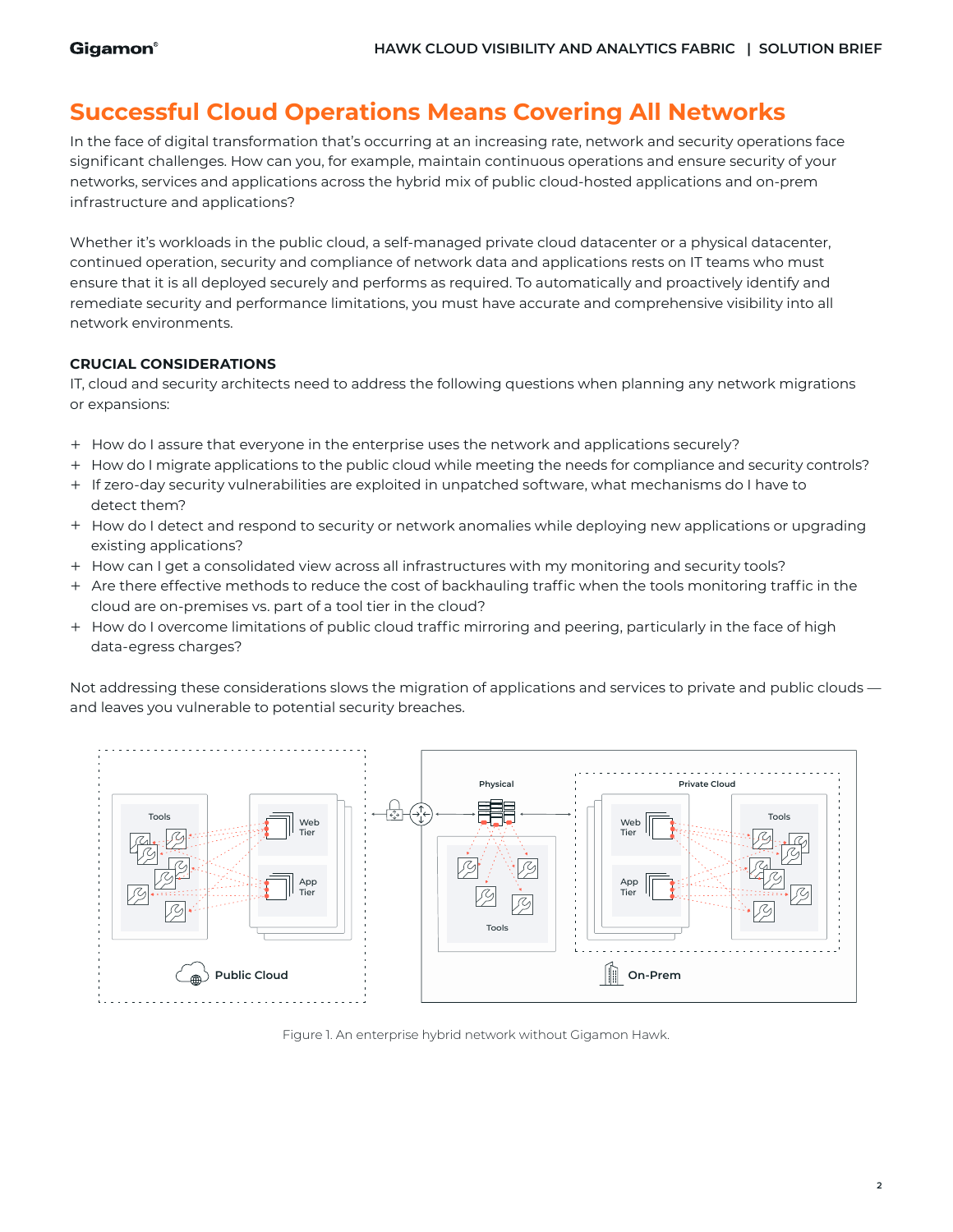## Successful Cloud Operations Means Covering All Networks

In the face of digital transformation that's occurring at an increasing rate, network and security operations face significant challenges. How can you, for example, maintain continuous operations and ensure security of your networks, services and applications across the hybrid mix of public cloud-hosted applications and on-prem infrastructure and applications?

Whether it's workloads in the public cloud, a self-managed private cloud datacenter or a physical datacenter, continued operation, security and compliance of network data and applications rests on IT teams who must ensure that it is all deployed securely and performs as required. To automatically and proactively identify and remediate security and performance limitations, you must have accurate and comprehensive visibility into all network environments.

### CRUCIAL CONSIDERATIONS

IT, cloud and security architects need to address the following questions when planning any network migrations or expansions:

+ How do I assure that everyone in the enterprise uses the network and applications securely?
+ How do I migrate applications to the public cloud while meeting the needs for compliance and security controls?
+ If zero-day security vulnerabilities are exploited in unpatched software, what mechanisms do I have to detect them?
+ How do I detect and respond to security or network anomalies while deploying new applications or upgrading existing applications?
+ How can I get a consolidated view across all infrastructures with my monitoring and security tools?
+ Are there effective methods to reduce the cost of backhauling traffic when the tools monitoring traffic in the cloud are on-premises vs. part of a tool tier in the cloud?
+ How do I overcome limitations of public cloud traffic mirroring and peering, particularly in the face of high data-egress charges?

Not addressing these considerations slows the migration of applications and services to private and public clouds — and leaves you vulnerable to potential security breaches.

Figure 1. An enterprise hybrid network without Gigamon Hawk.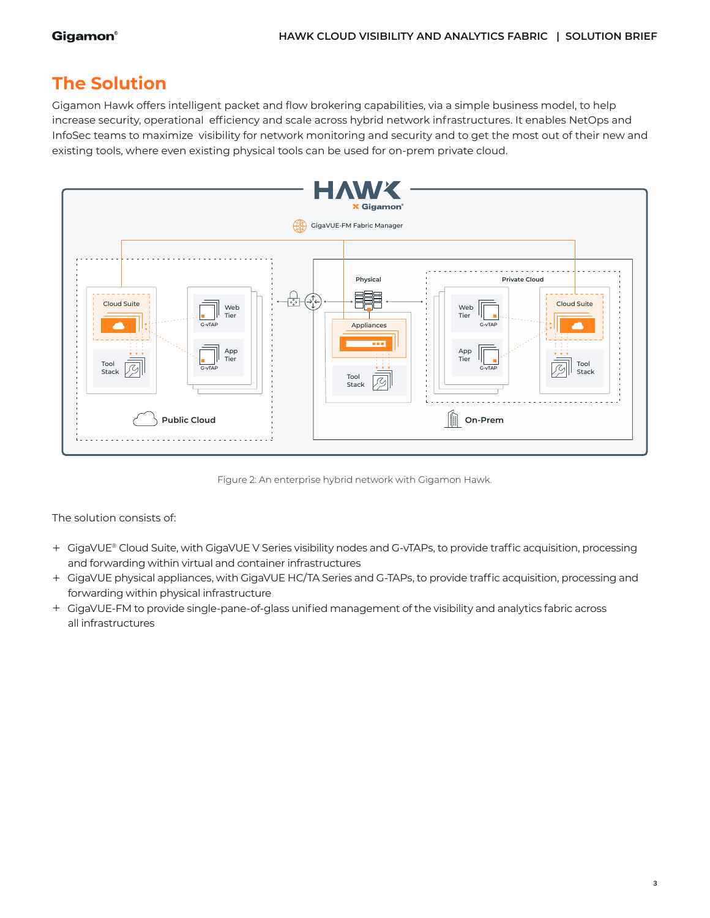## The Solution

Gigamon Hawk offers intelligent packet and flow brokering capabilities, via a simple business model, to help increase security, operational efficiency and scale across hybrid network infrastructures. It enables NetOps and InfoSec teams to maximize visibility for network monitoring and security and to get the most out of their new and existing tools, where even existing physical tools can be used for on-prem private cloud.

Figure 2: An enterprise hybrid network with Gigamon Hawk.

The solution consists of:

+ GigaVUE® Cloud Suite, with GigaVUE V Series visibility nodes and G-vTAPs, to provide traffic acquisition, processing and forwarding within virtual and container infrastructures
+ GigaVUE physical appliances, with GigaVUE HC/TA Series and G-TAPs, to provide traffic acquisition, processing and forwarding within physical infrastructure
+ GigaVUE-FM to provide single-pane-of-glass unified management of the visibility and analytics fabric across all infrastructures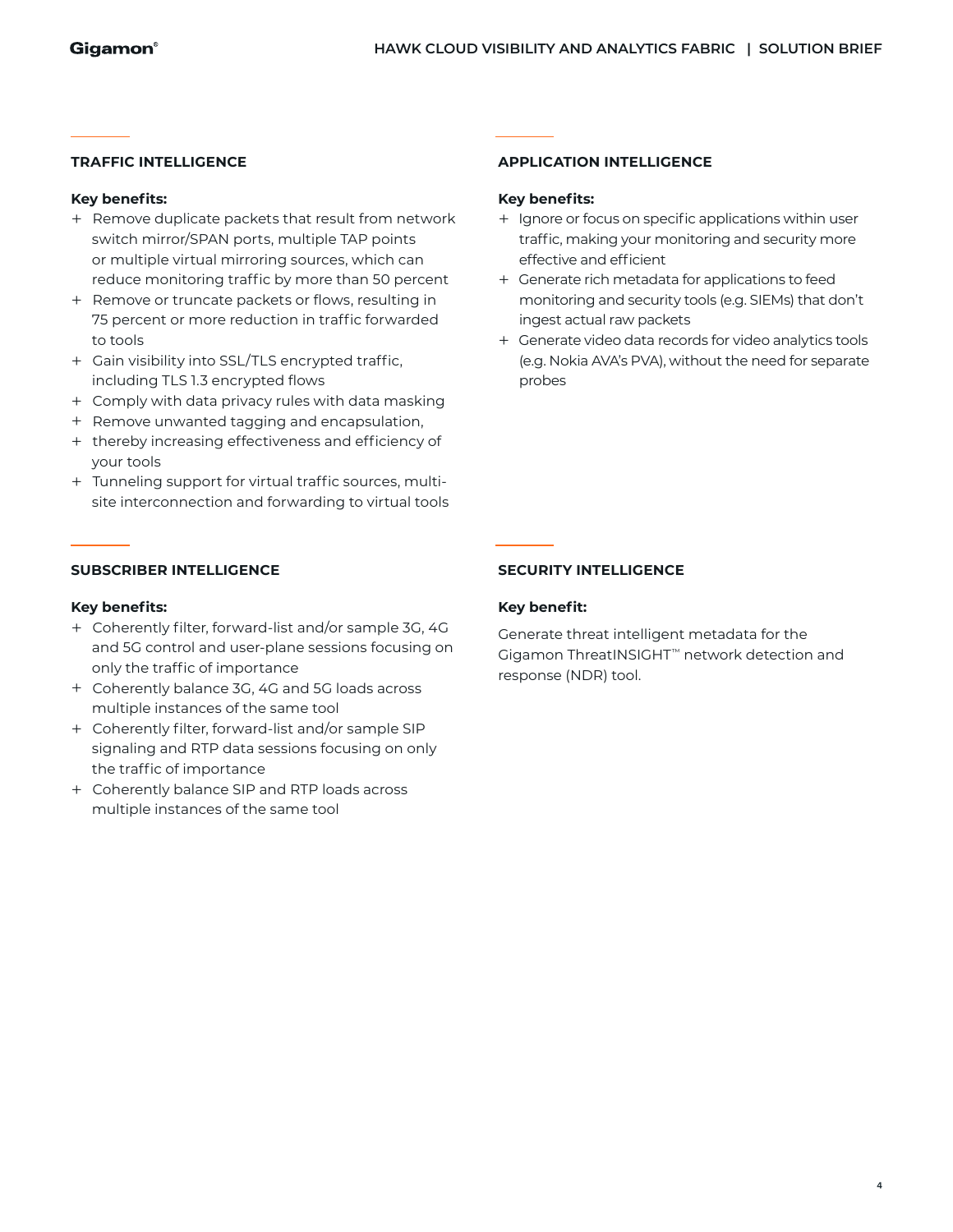## TRAFFIC INTELLIGENCE

**Key benefits:**

- Remove duplicate packets that result from network switch mirror/SPAN ports, multiple TAP points or multiple virtual mirroring sources, which can reduce monitoring traffic by more than 50 percent
- Remove or truncate packets or flows, resulting in 75 percent or more reduction in traffic forwarded to tools
- Gain visibility into SSL/TLS encrypted traffic, including TLS 1.3 encrypted flows
- Comply with data privacy rules with data masking
- Remove unwanted tagging and encapsulation,
- thereby increasing effectiveness and efficiency of your tools
- Tunneling support for virtual traffic sources, multi-site interconnection and forwarding to virtual tools

## APPLICATION INTELLIGENCE

**Key benefits:**

- Ignore or focus on specific applications within user traffic, making your monitoring and security more effective and efficient
- Generate rich metadata for applications to feed monitoring and security tools (e.g. SIEMs) that don't ingest actual raw packets
- Generate video data records for video analytics tools (e.g. Nokia AVA's PVA), without the need for separate probes

## SUBSCRIBER INTELLIGENCE

**Key benefits:**

- Coherently filter, forward-list and/or sample 3G, 4G and 5G control and user-plane sessions focusing on only the traffic of importance
- Coherently balance 3G, 4G and 5G loads across multiple instances of the same tool
- Coherently filter, forward-list and/or sample SIP signaling and RTP data sessions focusing on only the traffic of importance
- Coherently balance SIP and RTP loads across multiple instances of the same tool

## SECURITY INTELLIGENCE

**Key benefit:**

Generate threat intelligent metadata for the Gigamon ThreatINSIGHT™ network detection and response (NDR) tool.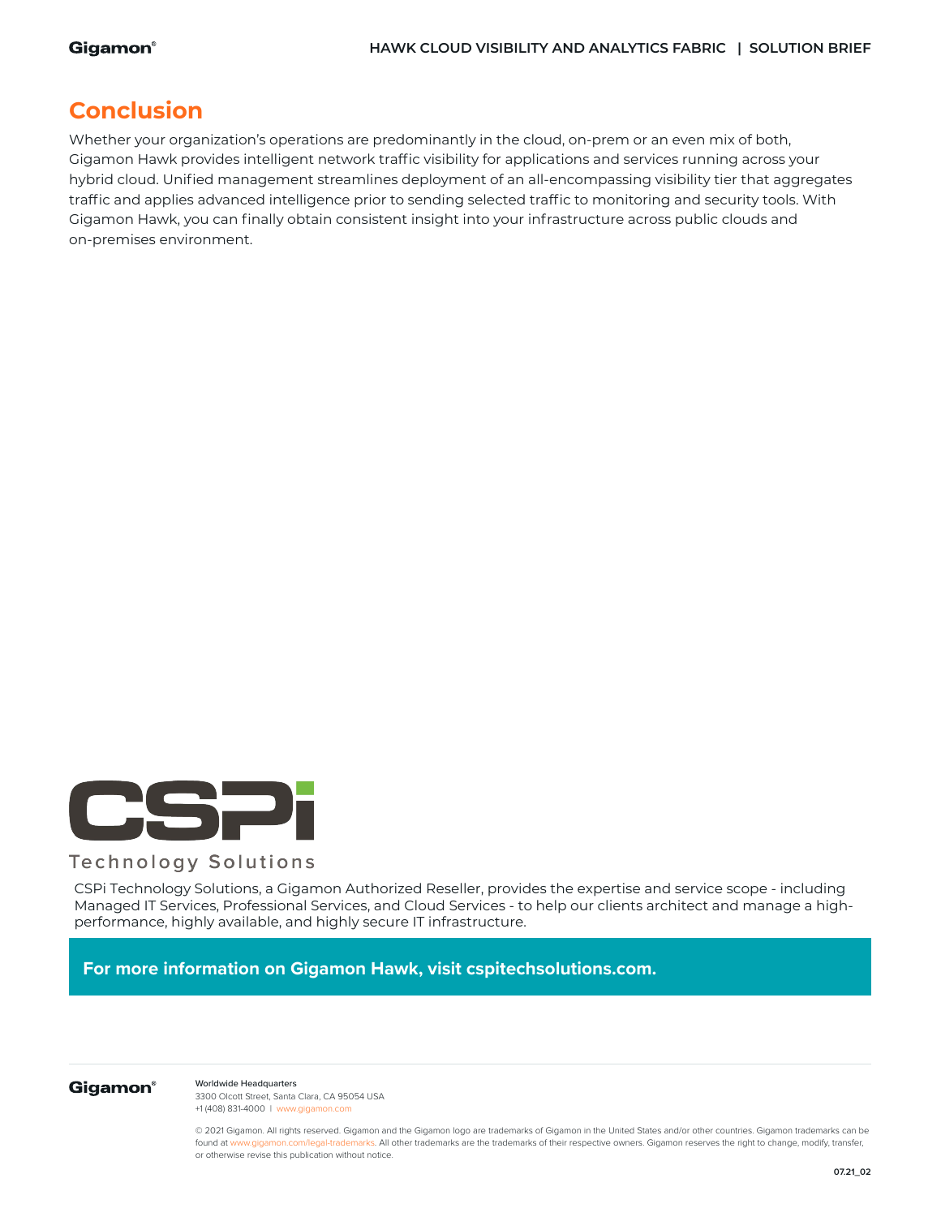## Conclusion

Whether your organization's operations are predominantly in the cloud, on-prem or an even mix of both, Gigamon Hawk provides intelligent network traffic visibility for applications and services running across your hybrid cloud. Unified management streamlines deployment of an all-encompassing visibility tier that aggregates traffic and applies advanced intelligence prior to sending selected traffic to monitoring and security tools. With Gigamon Hawk, you can finally obtain consistent insight into your infrastructure across public clouds and on-premises environment.

CSPi Technology Solutions

CSPi Technology Solutions, a Gigamon Authorized Reseller, provides the expertise and service scope - including Managed IT Services, Professional Services, and Cloud Services - to help our clients architect and manage a high-performance, highly available, and highly secure IT infrastructure.

**For more information on Gigamon Hawk, visit cspitechsolutions.com.**

Gigamon

Worldwide Headquarters
3300 Olcott Street, Santa Clara, CA 95054 USA
+1 (408) 831-4000 | www.gigamon.com

© 2021 Gigamon. All rights reserved. Gigamon and the Gigamon logo are trademarks of Gigamon in the United States and/or other countries. Gigamon trademarks can be found at www.gigamon.com/legal-trademarks. All other trademarks are the trademarks of their respective owners. Gigamon reserves the right to change, modify, transfer, or otherwise revise this publication without notice.

07.21_02